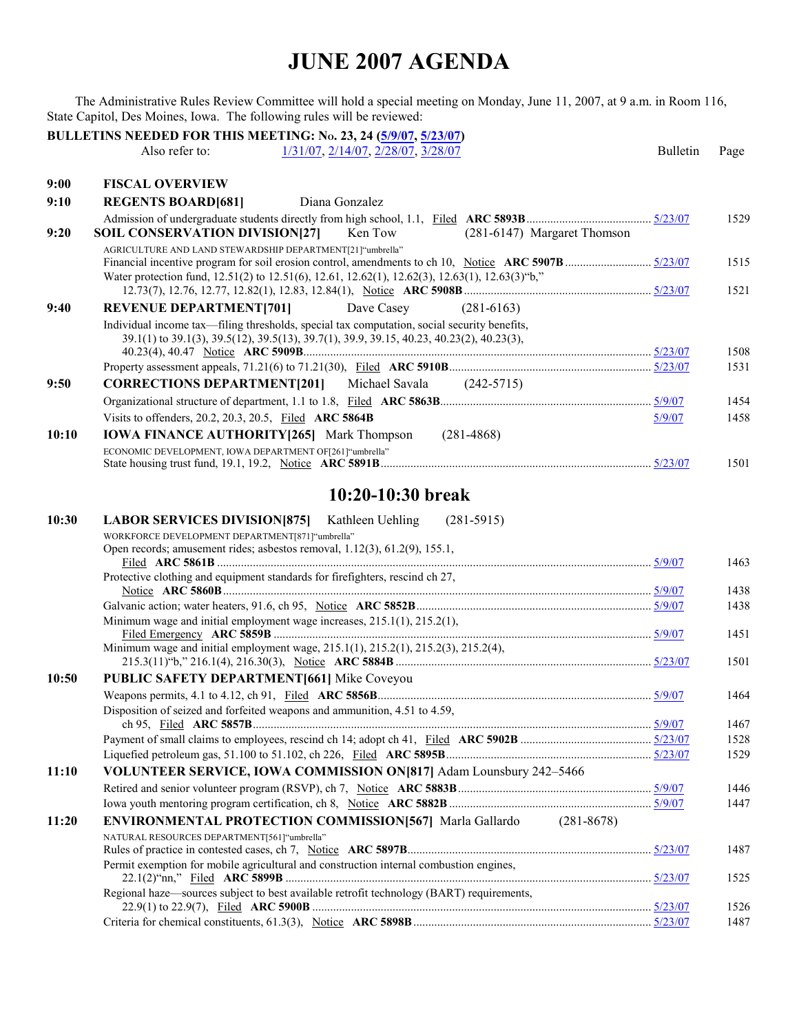# JUNE 2007 AGENDA

The Administrative Rules Review Committee will hold a special meeting on Monday, June 11, 2007, at 9 a.m. in Room 116, State Capitol, Des Moines, Iowa. The following rules will be reviewed:

**BULLETINS NEEDED FOR THIS MEETING: No. 23, 24 (5/9/07, 5/23/07)**
Also refer to: 1/31/07, 2/14/07, 2/28/07, 3/28/07

| Time | Item | Bulletin | Page |
|---|---|---|---|
| **9:00** | **FISCAL OVERVIEW** | | |
| **9:10** | **REGENTS BOARD[681]** Diana Gonzalez | | |
| | Admission of undergraduate students directly from high school, 1.1, Filed **ARC 5893B** | 5/23/07 | 1529 |
| **9:20** | **SOIL CONSERVATION DIVISION[27]** Ken Tow (281-6147) Margaret Thomson | | |
| | AGRICULTURE AND LAND STEWARDSHIP DEPARTMENT[21]"umbrella" | | |
| | Financial incentive program for soil erosion control, amendments to ch 10, Notice **ARC 5907B** | 5/23/07 | 1515 |
| | Water protection fund, 12.51(2) to 12.51(6), 12.61, 12.62(1), 12.62(3), 12.63(1), 12.63(3)"b," 12.73(7), 12.76, 12.77, 12.82(1), 12.83, 12.84(1), Notice **ARC 5908B** | 5/23/07 | 1521 |
| **9:40** | **REVENUE DEPARTMENT[701]** Dave Casey (281-6163) | | |
| | Individual income tax—filing thresholds, special tax computation, social security benefits, 39.1(1) to 39.1(3), 39.5(12), 39.5(13), 39.7(1), 39.9, 39.15, 40.23, 40.23(2), 40.23(3), 40.23(4), 40.47 Notice **ARC 5909B** | 5/23/07 | 1508 |
| | Property assessment appeals, 71.21(6) to 71.21(30), Filed **ARC 5910B** | 5/23/07 | 1531 |
| **9:50** | **CORRECTIONS DEPARTMENT[201]** Michael Savala (242-5715) | | |
| | Organizational structure of department, 1.1 to 1.8, Filed **ARC 5863B** | 5/9/07 | 1454 |
| | Visits to offenders, 20.2, 20.3, 20.5, Filed **ARC 5864B** | 5/9/07 | 1458 |
| **10:10** | **IOWA FINANCE AUTHORITY[265]** Mark Thompson (281-4868) | | |
| | ECONOMIC DEVELOPMENT, IOWA DEPARTMENT OF[261]"umbrella" | | |
| | State housing trust fund, 19.1, 19.2, Notice **ARC 5891B** | 5/23/07 | 1501 |

## 10:20-10:30 break

| Time | Item | Bulletin | Page |
|---|---|---|---|
| **10:30** | **LABOR SERVICES DIVISION[875]** Kathleen Uehling (281-5915) | | |
| | WORKFORCE DEVELOPMENT DEPARTMENT[871]"umbrella" | | |
| | Open records; amusement rides; asbestos removal, 1.12(3), 61.2(9), 155.1, Filed **ARC 5861B** | 5/9/07 | 1463 |
| | Protective clothing and equipment standards for firefighters, rescind ch 27, Notice **ARC 5860B** | 5/9/07 | 1438 |
| | Galvanic action; water heaters, 91.6, ch 95, Notice **ARC 5852B** | 5/9/07 | 1438 |
| | Minimum wage and initial employment wage increases, 215.1(1), 215.2(1), Filed Emergency **ARC 5859B** | 5/9/07 | 1451 |
| | Minimum wage and initial employment wage, 215.1(1), 215.2(1), 215.2(3), 215.2(4), 215.3(11)"b," 216.1(4), 216.30(3), Notice **ARC 5884B** | 5/23/07 | 1501 |
| **10:50** | **PUBLIC SAFETY DEPARTMENT[661]** Mike Coveyou | | |
| | Weapons permits, 4.1 to 4.12, ch 91, Filed **ARC 5856B** | 5/9/07 | 1464 |
| | Disposition of seized and forfeited weapons and ammunition, 4.51 to 4.59, ch 95, Filed **ARC 5857B** | 5/9/07 | 1467 |
| | Payment of small claims to employees, rescind ch 14; adopt ch 41, Filed **ARC 5902B** | 5/23/07 | 1528 |
| | Liquefied petroleum gas, 51.100 to 51.102, ch 226, Filed **ARC 5895B** | 5/23/07 | 1529 |
| **11:10** | **VOLUNTEER SERVICE, IOWA COMMISSION ON[817]** Adam Lounsbury 242–5466 | | |
| | Retired and senior volunteer program (RSVP), ch 7, Notice **ARC 5883B** | 5/9/07 | 1446 |
| | Iowa youth mentoring program certification, ch 8, Notice **ARC 5882B** | 5/9/07 | 1447 |
| **11:20** | **ENVIRONMENTAL PROTECTION COMMISSION[567]** Marla Gallardo (281-8678) | | |
| | NATURAL RESOURCES DEPARTMENT[561]"umbrella" | | |
| | Rules of practice in contested cases, ch 7, Notice **ARC 5897B** | 5/23/07 | 1487 |
| | Permit exemption for mobile agricultural and construction internal combustion engines, 22.1(2)"nn," Filed **ARC 5899B** | 5/23/07 | 1525 |
| | Regional haze—sources subject to best available retrofit technology (BART) requirements, 22.9(1) to 22.9(7), Filed **ARC 5900B** | 5/23/07 | 1526 |
| | Criteria for chemical constituents, 61.3(3), Notice **ARC 5898B** | 5/23/07 | 1487 |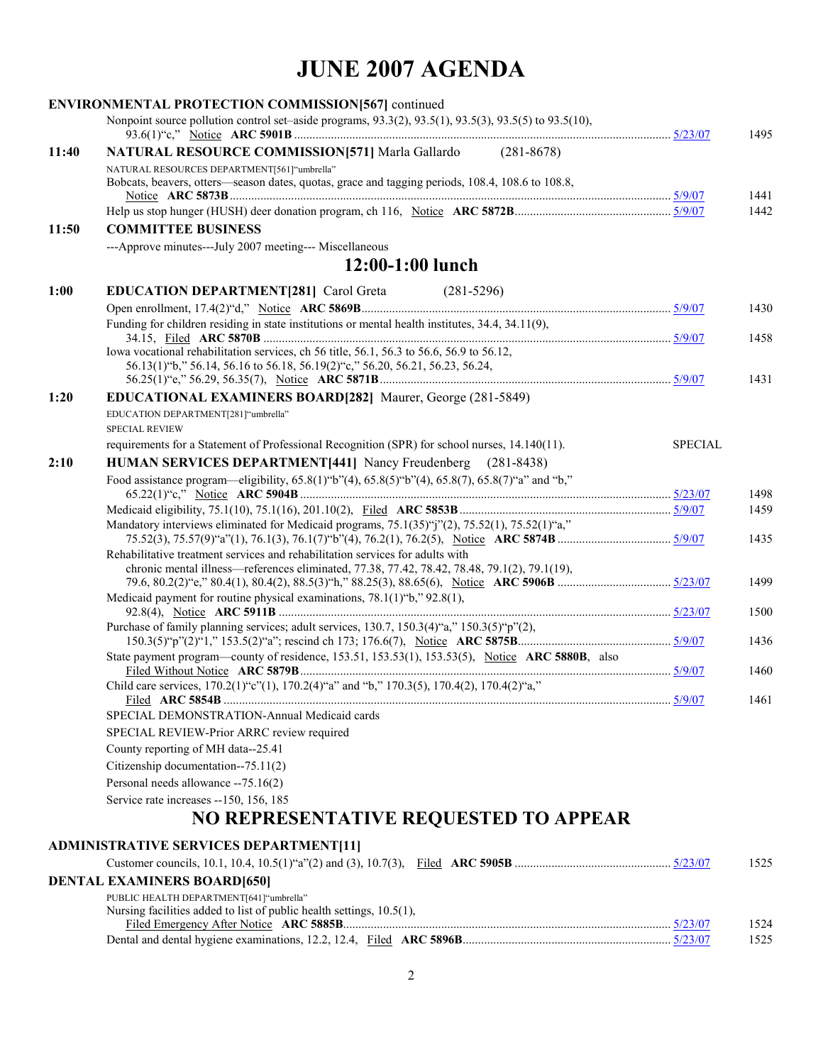# JUNE 2007 AGENDA

**ENVIRONMENTAL PROTECTION COMMISSION[567]** continued

Nonpoint source pollution control set–aside programs, 93.3(2), 93.5(1), 93.5(3), 93.5(5) to 93.5(10), 93.6(1)"c," Notice **ARC 5901B** .......... 5/23/07 1495

**11:40** **NATURAL RESOURCE COMMISSION[571]** Marla Gallardo (281-8678)

NATURAL RESOURCES DEPARTMENT[561]"umbrella"

Bobcats, beavers, otters—season dates, quotas, grace and tagging periods, 108.4, 108.6 to 108.8, Notice **ARC 5873B** .......... 5/9/07 1441

Help us stop hunger (HUSH) deer donation program, ch 116, Notice **ARC 5872B** .......... 5/9/07 1442

**11:50** **COMMITTEE BUSINESS**

---Approve minutes---July 2007 meeting--- Miscellaneous

## 12:00-1:00 lunch

**1:00** **EDUCATION DEPARTMENT[281]** Carol Greta (281-5296)

Open enrollment, 17.4(2)"d," Notice **ARC 5869B** .......... 5/9/07 1430

Funding for children residing in state institutions or mental health institutes, 34.4, 34.11(9), 34.15, Filed **ARC 5870B** .......... 5/9/07 1458

Iowa vocational rehabilitation services, ch 56 title, 56.1, 56.3 to 56.6, 56.9 to 56.12, 56.13(1)"b," 56.14, 56.16 to 56.18, 56.19(2)"c," 56.20, 56.21, 56.23, 56.24, 56.25(1)"e," 56.29, 56.35(7), Notice **ARC 5871B** .......... 5/9/07 1431

**1:20** **EDUCATIONAL EXAMINERS BOARD[282]** Maurer, George (281-5849)

EDUCATION DEPARTMENT[281]"umbrella"

SPECIAL REVIEW

requirements for a Statement of Professional Recognition (SPR) for school nurses, 14.140(11). SPECIAL

**2:10** **HUMAN SERVICES DEPARTMENT[441]** Nancy Freudenberg (281-8438)

Food assistance program—eligibility, 65.8(1)"b"(4), 65.8(5)"b"(4), 65.8(7), 65.8(7)"a" and "b," 65.22(1)"c," Notice **ARC 5904B** .......... 5/23/07 1498

Medicaid eligibility, 75.1(10), 75.1(16), 201.10(2), Filed **ARC 5853B** .......... 5/9/07 1459

Mandatory interviews eliminated for Medicaid programs, 75.1(35)"j"(2), 75.52(1), 75.52(1)"a," 75.52(3), 75.57(9)"a"(1), 76.1(3), 76.1(7)"b"(4), 76.2(1), 76.2(5), Notice **ARC 5874B** .......... 5/9/07 1435

Rehabilitative treatment services and rehabilitation services for adults with chronic mental illness—references eliminated, 77.38, 77.42, 78.42, 78.48, 79.1(2), 79.1(19), 79.6, 80.2(2)"e," 80.4(1), 80.4(2), 88.5(3)"h," 88.25(3), 88.65(6), Notice **ARC 5906B** .......... 5/23/07 1499

Medicaid payment for routine physical examinations, 78.1(1)"b," 92.8(1), 92.8(4), Notice **ARC 5911B** .......... 5/23/07 1500

Purchase of family planning services; adult services, 130.7, 150.3(4)"a," 150.3(5)"p"(2), 150.3(5)"p"(2)"1," 153.5(2)"a"; rescind ch 173; 176.6(7), Notice **ARC 5875B** .......... 5/9/07 1436

State payment program—county of residence, 153.51, 153.53(1), 153.53(5), Notice **ARC 5880B**, also Filed Without Notice **ARC 5879B** .......... 5/9/07 1460

Child care services, 170.2(1)"c"(1), 170.2(4)"a" and "b," 170.3(5), 170.4(2), 170.4(2)"a," Filed **ARC 5854B** .......... 5/9/07 1461

SPECIAL DEMONSTRATION-Annual Medicaid cards

SPECIAL REVIEW-Prior ARRC review required

County reporting of MH data--25.41

Citizenship documentation--75.11(2)

Personal needs allowance --75.16(2)

Service rate increases --150, 156, 185

## NO REPRESENTATIVE REQUESTED TO APPEAR

**ADMINISTRATIVE SERVICES DEPARTMENT[11]**

Customer councils, 10.1, 10.4, 10.5(1)"a"(2) and (3), 10.7(3), Filed **ARC 5905B** .......... 5/23/07 1525

**DENTAL EXAMINERS BOARD[650]**

PUBLIC HEALTH DEPARTMENT[641]"umbrella"

Nursing facilities added to list of public health settings, 10.5(1), Filed Emergency After Notice **ARC 5885B** .......... 5/23/07 1524

Dental and dental hygiene examinations, 12.2, 12.4, Filed **ARC 5896B** .......... 5/23/07 1525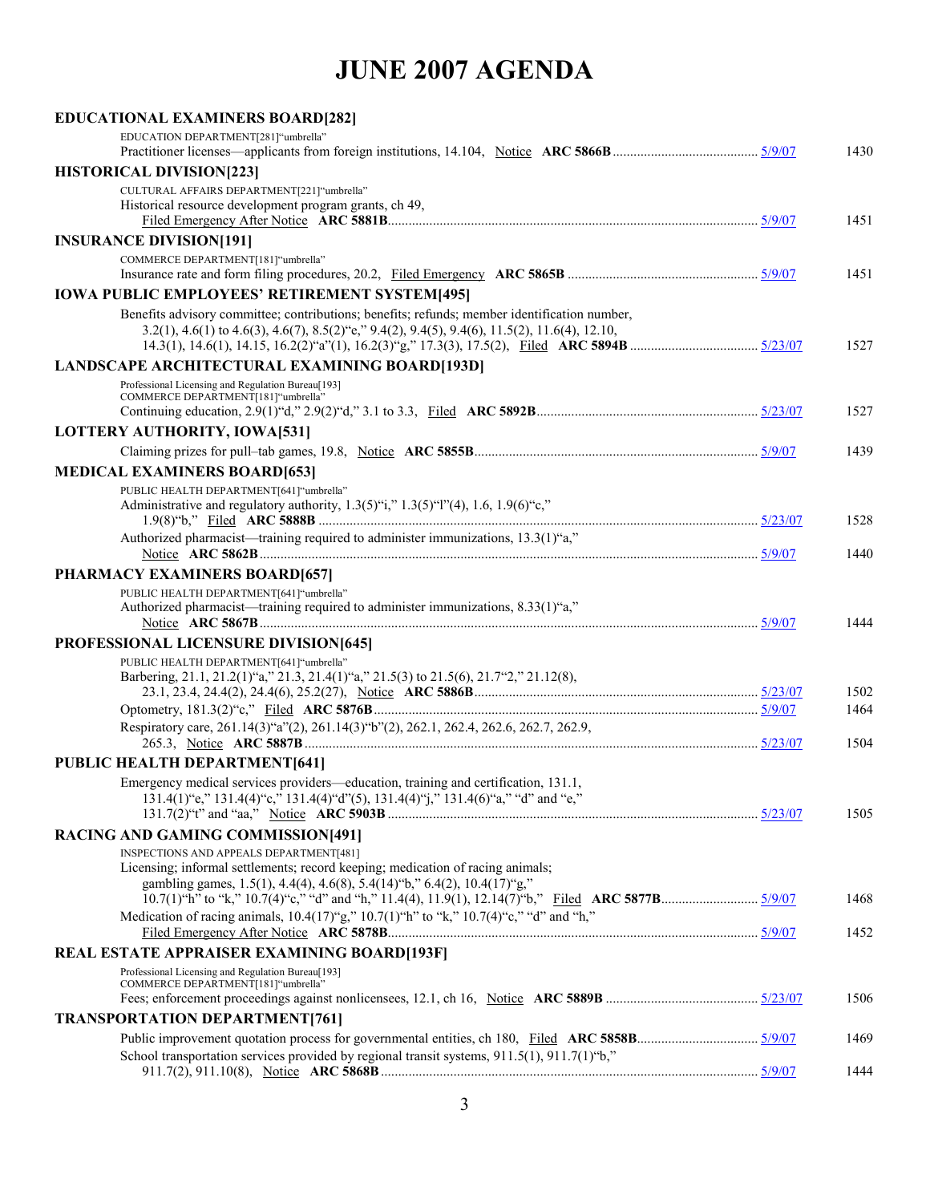# JUNE 2007 AGENDA

**EDUCATIONAL EXAMINERS BOARD[282]**

EDUCATION DEPARTMENT[281]"umbrella"
Practitioner licenses—applicants from foreign institutions, 14.104, Notice **ARC 5866B** ........................................ 5/9/07 1430

**HISTORICAL DIVISION[223]**

CULTURAL AFFAIRS DEPARTMENT[221]"umbrella"
Historical resource development program grants, ch 49,
Filed Emergency After Notice **ARC 5881B**........................................................................................... 5/9/07 1451

**INSURANCE DIVISION[191]**

COMMERCE DEPARTMENT[181]"umbrella"
Insurance rate and form filing procedures, 20.2, Filed Emergency **ARC 5865B** ...................................................... 5/9/07 1451

**IOWA PUBLIC EMPLOYEES' RETIREMENT SYSTEM[495]**

Benefits advisory committee; contributions; benefits; refunds; member identification number,
3.2(1), 4.6(1) to 4.6(3), 4.6(7), 8.5(2)"e," 9.4(2), 9.4(5), 9.4(6), 11.5(2), 11.6(4), 12.10,
14.3(1), 14.6(1), 14.15, 16.2(2)"a"(1), 16.2(3)"g," 17.3(3), 17.5(2), Filed **ARC 5894B** ................................... 5/23/07 1527

**LANDSCAPE ARCHITECTURAL EXAMINING BOARD[193D]**

Professional Licensing and Regulation Bureau[193]
COMMERCE DEPARTMENT[181]"umbrella"
Continuing education, 2.9(1)"d," 2.9(2)"d," 3.1 to 3.3, Filed **ARC 5892B**............................................................... 5/23/07 1527

**LOTTERY AUTHORITY, IOWA[531]**

Claiming prizes for pull–tab games, 19.8, Notice **ARC 5855B**................................................................................ 5/9/07 1439

**MEDICAL EXAMINERS BOARD[653]**

PUBLIC HEALTH DEPARTMENT[641]"umbrella"
Administrative and regulatory authority, 1.3(5)"i," 1.3(5)"l"(4), 1.6, 1.9(6)"c,"
1.9(8)"b," Filed **ARC 5888B** ............................................................................................................................. 5/23/07 1528
Authorized pharmacist—training required to administer immunizations, 13.3(1)"a,"
Notice **ARC 5862B** ............................................................................................................................................. 5/9/07 1440

**PHARMACY EXAMINERS BOARD[657]**

PUBLIC HEALTH DEPARTMENT[641]"umbrella"
Authorized pharmacist—training required to administer immunizations, 8.33(1)"a,"
Notice **ARC 5867B** ............................................................................................................................................. 5/9/07 1444

**PROFESSIONAL LICENSURE DIVISION[645]**

PUBLIC HEALTH DEPARTMENT[641]"umbrella"
Barbering, 21.1, 21.2(1)"a," 21.3, 21.4(1)"a," 21.5(3) to 21.5(6), 21.7"2," 21.12(8),
23.1, 23.4, 24.4(2), 24.4(6), 25.2(27), Notice **ARC 5886B**................................................................................ 5/23/07 1502
Optometry, 181.3(2)"c," Filed **ARC 5876B**............................................................................................................. 5/9/07 1464
Respiratory care, 261.14(3)"a"(2), 261.14(3)"b"(2), 262.1, 262.4, 262.6, 262.7, 262.9,
265.3, Notice **ARC 5887B** ................................................................................................................................. 5/23/07 1504

**PUBLIC HEALTH DEPARTMENT[641]**

Emergency medical services providers—education, training and certification, 131.1,
131.4(1)"e," 131.4(4)"c," 131.4(4)"d"(5), 131.4(4)"j," 131.4(6)"a," "d" and "e,"
131.7(2)"t" and "aa," Notice **ARC 5903B** .......................................................................................................... 5/23/07 1505

**RACING AND GAMING COMMISSION[491]**

INSPECTIONS AND APPEALS DEPARTMENT[481]
Licensing; informal settlements; record keeping; medication of racing animals;
gambling games, 1.5(1), 4.4(4), 4.6(8), 5.4(14)"b," 6.4(2), 10.4(17)"g,"
10.7(1)"h" to "k," 10.7(4)"c," "d" and "h," 11.4(4), 11.9(1), 12.14(7)"b," Filed **ARC 5877B**........................... 5/9/07 1468
Medication of racing animals, 10.4(17)"g," 10.7(1)"h" to "k," 10.7(4)"c," "d" and "h,"
Filed Emergency After Notice **ARC 5878B**......................................................................................................... 5/9/07 1452

**REAL ESTATE APPRAISER EXAMINING BOARD[193F]**

Professional Licensing and Regulation Bureau[193]
COMMERCE DEPARTMENT[181]"umbrella"
Fees; enforcement proceedings against nonlicensees, 12.1, ch 16, Notice **ARC 5889B** ........................................... 5/23/07 1506

**TRANSPORTATION DEPARTMENT[761]**

Public improvement quotation process for governmental entities, ch 180, Filed **ARC 5858B**.................................. 5/9/07 1469
School transportation services provided by regional transit systems, 911.5(1), 911.7(1)"b,"
911.7(2), 911.10(8), Notice **ARC 5868B** ............................................................................................................ 5/9/07 1444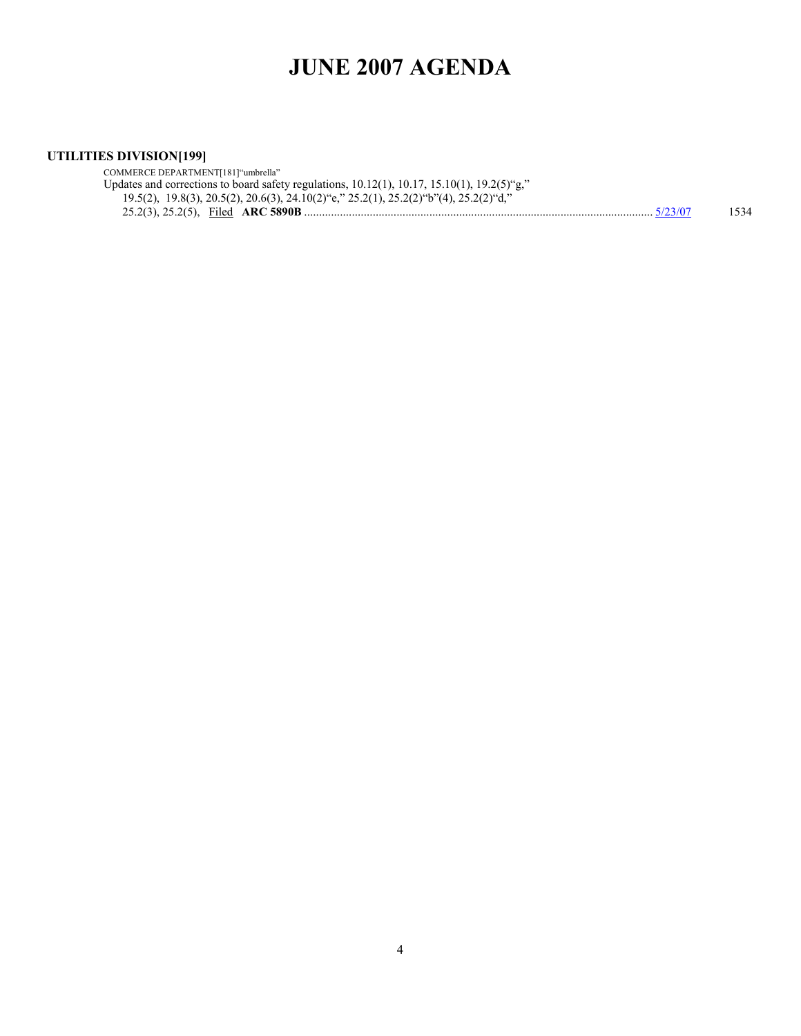# JUNE 2007 AGENDA

**UTILITIES DIVISION[199]**

COMMERCE DEPARTMENT[181]"umbrella"

Updates and corrections to board safety regulations, 10.12(1), 10.17, 15.10(1), 19.2(5)"g," 19.5(2), 19.8(3), 20.5(2), 20.6(3), 24.10(2)"e," 25.2(1), 25.2(2)"b"(4), 25.2(2)"d," 25.2(3), 25.2(5), Filed **ARC 5890B** .................... 5/23/07 1534